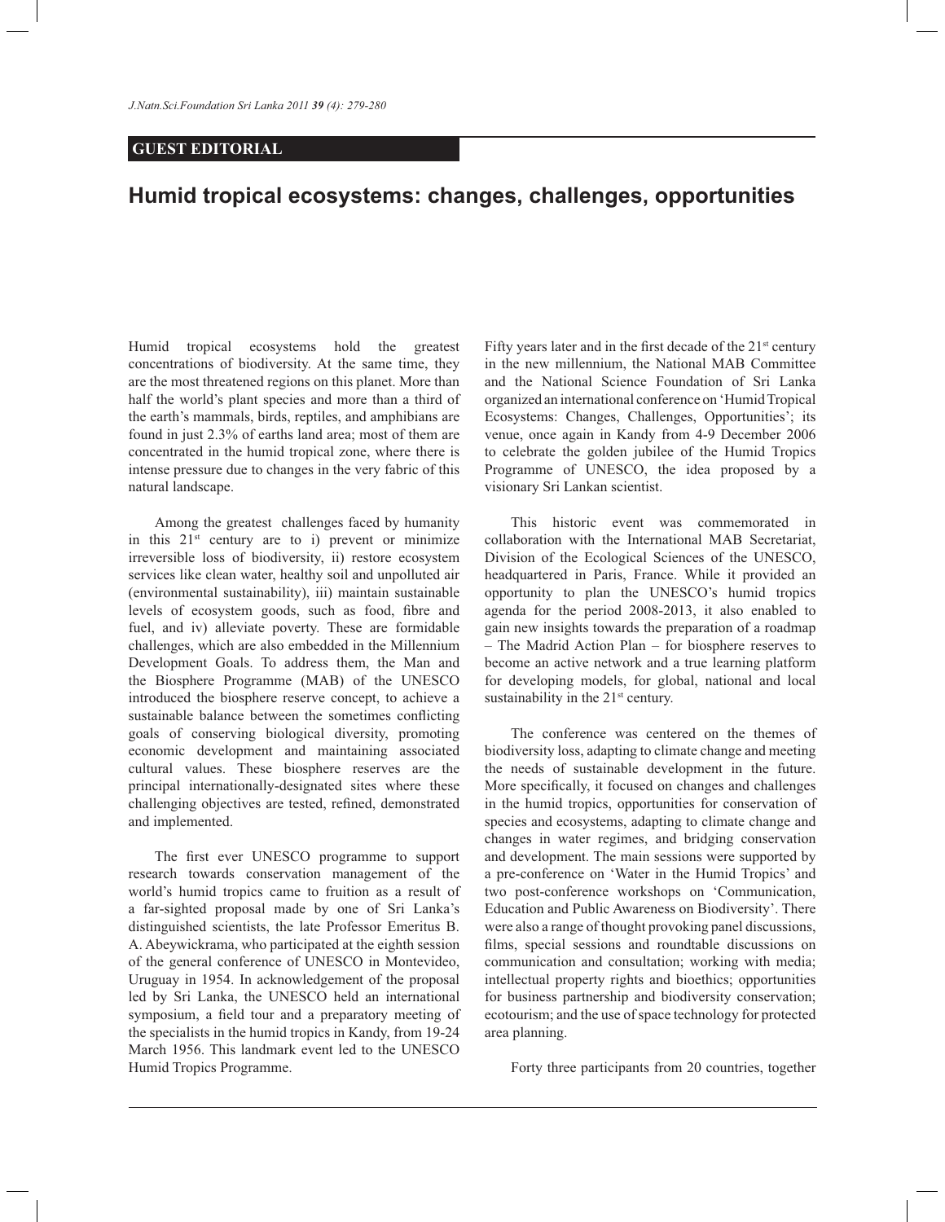**GUEST EDITORIAL**

# Humid tropical ecosystems: changes, challenges, opportunities

Humid tropical ecosystems hold the greatest concentrations of biodiversity. At the same time, they are the most threatened regions on this planet. More than half the world's plant species and more than a third of the earth's mammals, birds, reptiles, and amphibians are found in just 2.3% of earths land area; most of them are concentrated in the humid tropical zone, where there is intense pressure due to changes in the very fabric of this natural landscape.

Among the greatest challenges faced by humanity in this 21st century are to i) prevent or minimize irreversible loss of biodiversity, ii) restore ecosystem services like clean water, healthy soil and unpolluted air (environmental sustainability), iii) maintain sustainable levels of ecosystem goods, such as food, fibre and fuel, and iv) alleviate poverty. These are formidable challenges, which are also embedded in the Millennium Development Goals. To address them, the Man and the Biosphere Programme (MAB) of the UNESCO introduced the biosphere reserve concept, to achieve a sustainable balance between the sometimes conflicting goals of conserving biological diversity, promoting economic development and maintaining associated cultural values. These biosphere reserves are the principal internationally-designated sites where these challenging objectives are tested, refined, demonstrated and implemented.

The first ever UNESCO programme to support research towards conservation management of the world's humid tropics came to fruition as a result of a far-sighted proposal made by one of Sri Lanka's distinguished scientists, the late Professor Emeritus B. A. Abeywickrama, who participated at the eighth session of the general conference of UNESCO in Montevideo, Uruguay in 1954. In acknowledgement of the proposal led by Sri Lanka, the UNESCO held an international symposium, a field tour and a preparatory meeting of the specialists in the humid tropics in Kandy, from 19-24 March 1956. This landmark event led to the UNESCO Humid Tropics Programme.

Fifty years later and in the first decade of the 21st century in the new millennium, the National MAB Committee and the National Science Foundation of Sri Lanka organized an international conference on 'Humid Tropical Ecosystems: Changes, Challenges, Opportunities'; its venue, once again in Kandy from 4-9 December 2006 to celebrate the golden jubilee of the Humid Tropics Programme of UNESCO, the idea proposed by a visionary Sri Lankan scientist.

This historic event was commemorated in collaboration with the International MAB Secretariat, Division of the Ecological Sciences of the UNESCO, headquartered in Paris, France. While it provided an opportunity to plan the UNESCO's humid tropics agenda for the period 2008-2013, it also enabled to gain new insights towards the preparation of a roadmap – The Madrid Action Plan – for biosphere reserves to become an active network and a true learning platform for developing models, for global, national and local sustainability in the 21st century.

The conference was centered on the themes of biodiversity loss, adapting to climate change and meeting the needs of sustainable development in the future. More specifically, it focused on changes and challenges in the humid tropics, opportunities for conservation of species and ecosystems, adapting to climate change and changes in water regimes, and bridging conservation and development. The main sessions were supported by a pre-conference on 'Water in the Humid Tropics' and two post-conference workshops on 'Communication, Education and Public Awareness on Biodiversity'. There were also a range of thought provoking panel discussions, films, special sessions and roundtable discussions on communication and consultation; working with media; intellectual property rights and bioethics; opportunities for business partnership and biodiversity conservation; ecotourism; and the use of space technology for protected area planning.

Forty three participants from 20 countries, together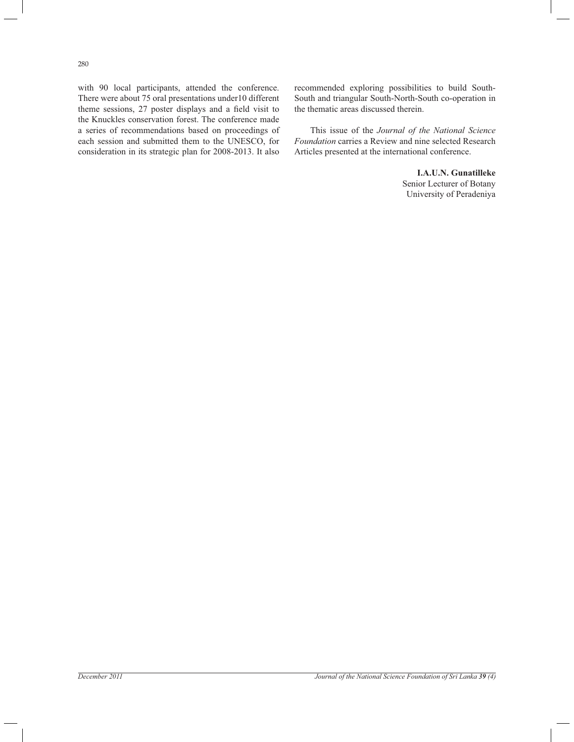with 90 local participants, attended the conference. There were about 75 oral presentations under10 different theme sessions, 27 poster displays and a field visit to the Knuckles conservation forest. The conference made a series of recommendations based on proceedings of each session and submitted them to the UNESCO, for consideration in its strategic plan for 2008-2013. It also recommended exploring possibilities to build South-South and triangular South-North-South co-operation in the thematic areas discussed therein.

This issue of the *Journal of the National Science Foundation* carries a Review and nine selected Research Articles presented at the international conference.

**I.A.U.N. Gunatilleke**
Senior Lecturer of Botany
University of Peradeniya